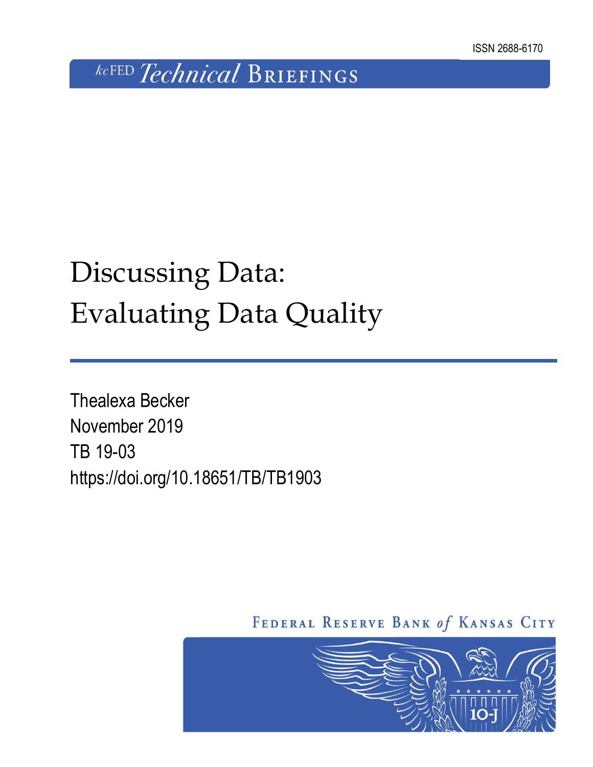ISSN 2688-6170

kcFED Technical Briefings

# Discussing Data: Evaluating Data Quality

Thealexa Becker
November 2019
TB 19-03
https://doi.org/10.18651/TB/TB1903

Federal Reserve Bank of Kansas City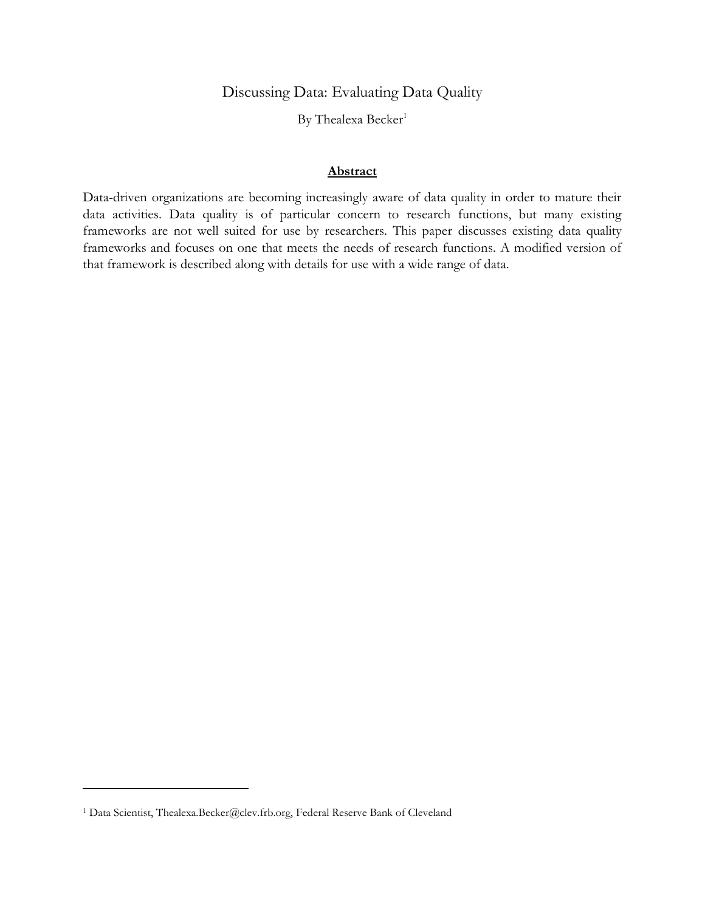# Discussing Data: Evaluating Data Quality

By Thealexa Becker[1]

**Abstract**

Data-driven organizations are becoming increasingly aware of data quality in order to mature their data activities. Data quality is of particular concern to research functions, but many existing frameworks are not well suited for use by researchers. This paper discusses existing data quality frameworks and focuses on one that meets the needs of research functions. A modified version of that framework is described along with details for use with a wide range of data.

---

[1] Data Scientist, Thealexa.Becker@clev.frb.org, Federal Reserve Bank of Cleveland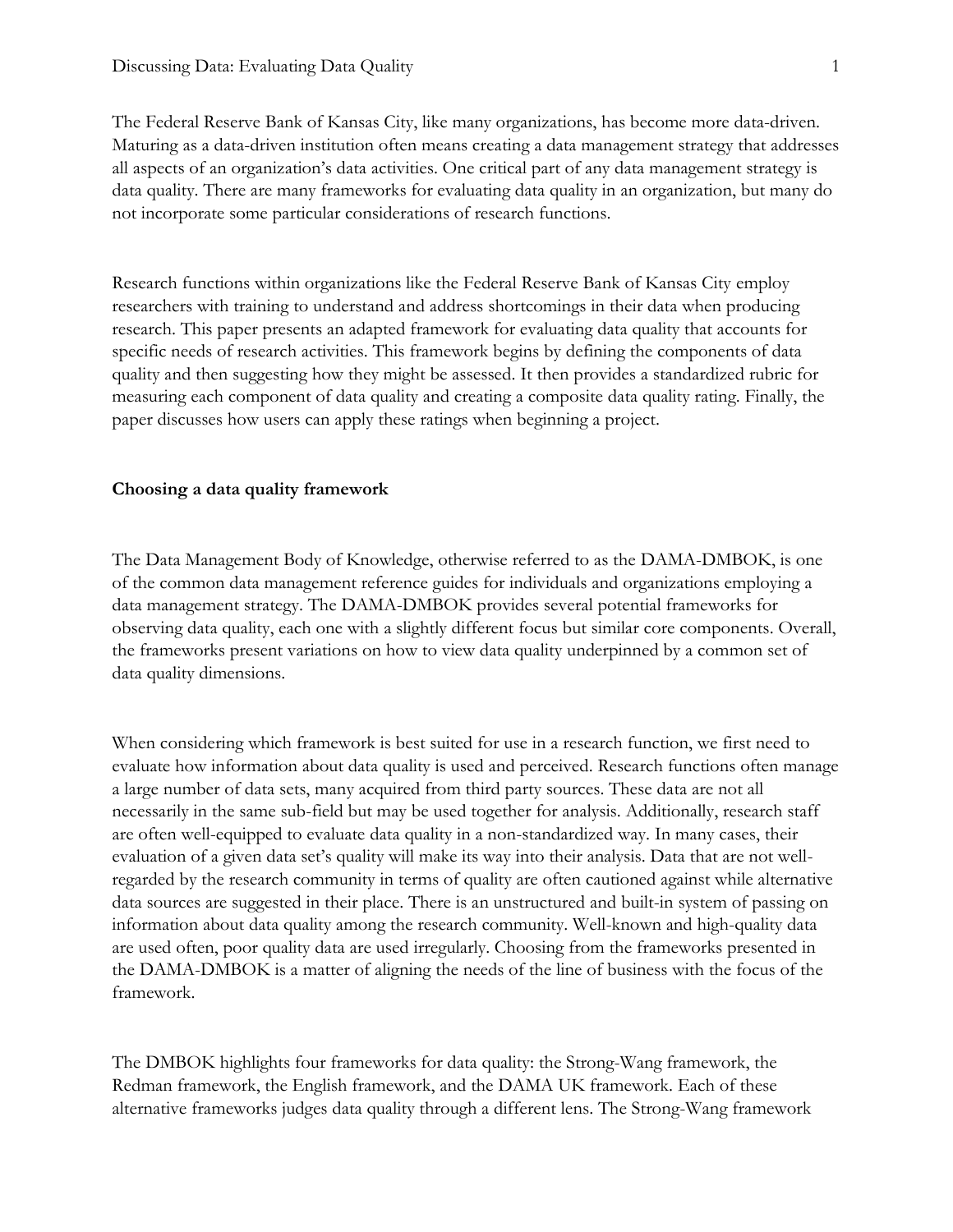The Federal Reserve Bank of Kansas City, like many organizations, has become more data-driven. Maturing as a data-driven institution often means creating a data management strategy that addresses all aspects of an organization's data activities. One critical part of any data management strategy is data quality. There are many frameworks for evaluating data quality in an organization, but many do not incorporate some particular considerations of research functions.

Research functions within organizations like the Federal Reserve Bank of Kansas City employ researchers with training to understand and address shortcomings in their data when producing research. This paper presents an adapted framework for evaluating data quality that accounts for specific needs of research activities. This framework begins by defining the components of data quality and then suggesting how they might be assessed. It then provides a standardized rubric for measuring each component of data quality and creating a composite data quality rating. Finally, the paper discusses how users can apply these ratings when beginning a project.

**Choosing a data quality framework**

The Data Management Body of Knowledge, otherwise referred to as the DAMA-DMBOK, is one of the common data management reference guides for individuals and organizations employing a data management strategy. The DAMA-DMBOK provides several potential frameworks for observing data quality, each one with a slightly different focus but similar core components. Overall, the frameworks present variations on how to view data quality underpinned by a common set of data quality dimensions.

When considering which framework is best suited for use in a research function, we first need to evaluate how information about data quality is used and perceived. Research functions often manage a large number of data sets, many acquired from third party sources. These data are not all necessarily in the same sub-field but may be used together for analysis. Additionally, research staff are often well-equipped to evaluate data quality in a non-standardized way. In many cases, their evaluation of a given data set's quality will make its way into their analysis. Data that are not well-regarded by the research community in terms of quality are often cautioned against while alternative data sources are suggested in their place. There is an unstructured and built-in system of passing on information about data quality among the research community. Well-known and high-quality data are used often, poor quality data are used irregularly. Choosing from the frameworks presented in the DAMA-DMBOK is a matter of aligning the needs of the line of business with the focus of the framework.

The DMBOK highlights four frameworks for data quality: the Strong-Wang framework, the Redman framework, the English framework, and the DAMA UK framework. Each of these alternative frameworks judges data quality through a different lens. The Strong-Wang framework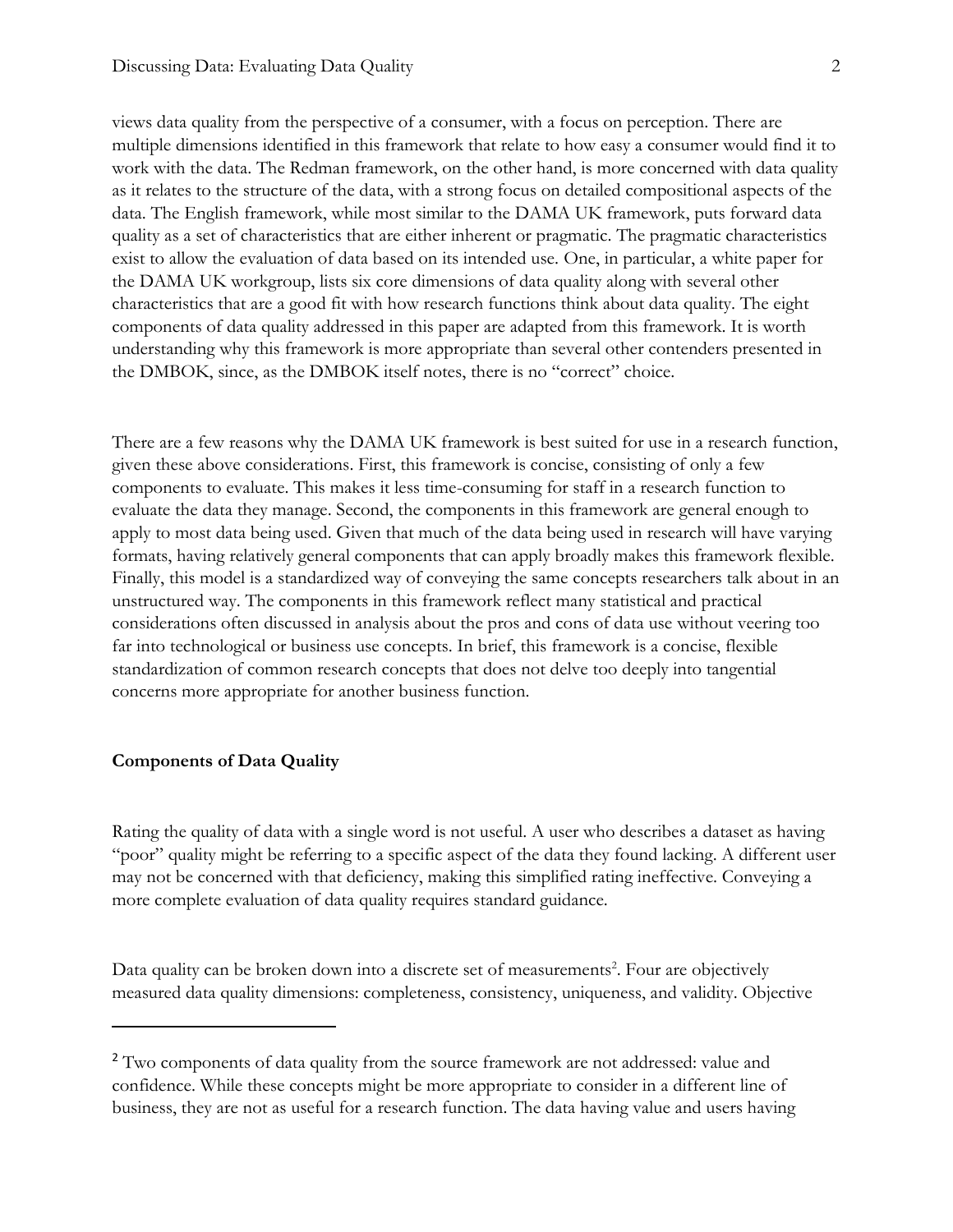views data quality from the perspective of a consumer, with a focus on perception. There are multiple dimensions identified in this framework that relate to how easy a consumer would find it to work with the data. The Redman framework, on the other hand, is more concerned with data quality as it relates to the structure of the data, with a strong focus on detailed compositional aspects of the data. The English framework, while most similar to the DAMA UK framework, puts forward data quality as a set of characteristics that are either inherent or pragmatic. The pragmatic characteristics exist to allow the evaluation of data based on its intended use. One, in particular, a white paper for the DAMA UK workgroup, lists six core dimensions of data quality along with several other characteristics that are a good fit with how research functions think about data quality. The eight components of data quality addressed in this paper are adapted from this framework. It is worth understanding why this framework is more appropriate than several other contenders presented in the DMBOK, since, as the DMBOK itself notes, there is no "correct" choice.

There are a few reasons why the DAMA UK framework is best suited for use in a research function, given these above considerations. First, this framework is concise, consisting of only a few components to evaluate. This makes it less time-consuming for staff in a research function to evaluate the data they manage. Second, the components in this framework are general enough to apply to most data being used. Given that much of the data being used in research will have varying formats, having relatively general components that can apply broadly makes this framework flexible. Finally, this model is a standardized way of conveying the same concepts researchers talk about in an unstructured way. The components in this framework reflect many statistical and practical considerations often discussed in analysis about the pros and cons of data use without veering too far into technological or business use concepts. In brief, this framework is a concise, flexible standardization of common research concepts that does not delve too deeply into tangential concerns more appropriate for another business function.

## Components of Data Quality

Rating the quality of data with a single word is not useful. A user who describes a dataset as having "poor" quality might be referring to a specific aspect of the data they found lacking. A different user may not be concerned with that deficiency, making this simplified rating ineffective. Conveying a more complete evaluation of data quality requires standard guidance.

Data quality can be broken down into a discrete set of measurements[2]. Four are objectively measured data quality dimensions: completeness, consistency, uniqueness, and validity. Objective

---

[2] Two components of data quality from the source framework are not addressed: value and confidence. While these concepts might be more appropriate to consider in a different line of business, they are not as useful for a research function. The data having value and users having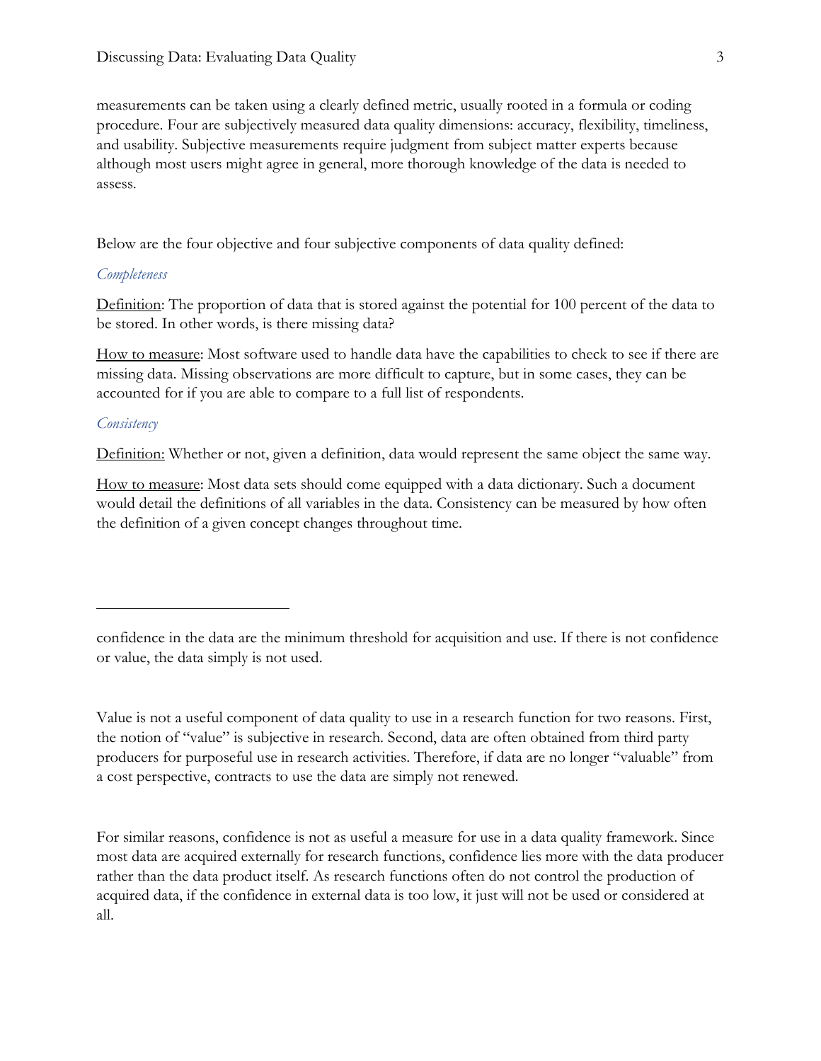measurements can be taken using a clearly defined metric, usually rooted in a formula or coding procedure. Four are subjectively measured data quality dimensions: accuracy, flexibility, timeliness, and usability. Subjective measurements require judgment from subject matter experts because although most users might agree in general, more thorough knowledge of the data is needed to assess.

Below are the four objective and four subjective components of data quality defined:

*Completeness*

Definition: The proportion of data that is stored against the potential for 100 percent of the data to be stored. In other words, is there missing data?

How to measure: Most software used to handle data have the capabilities to check to see if there are missing data. Missing observations are more difficult to capture, but in some cases, they can be accounted for if you are able to compare to a full list of respondents.

*Consistency*

Definition: Whether or not, given a definition, data would represent the same object the same way.

How to measure: Most data sets should come equipped with a data dictionary. Such a document would detail the definitions of all variables in the data. Consistency can be measured by how often the definition of a given concept changes throughout time.

---

confidence in the data are the minimum threshold for acquisition and use. If there is not confidence or value, the data simply is not used.

Value is not a useful component of data quality to use in a research function for two reasons. First, the notion of "value" is subjective in research. Second, data are often obtained from third party producers for purposeful use in research activities. Therefore, if data are no longer "valuable" from a cost perspective, contracts to use the data are simply not renewed.

For similar reasons, confidence is not as useful a measure for use in a data quality framework. Since most data are acquired externally for research functions, confidence lies more with the data producer rather than the data product itself. As research functions often do not control the production of acquired data, if the confidence in external data is too low, it just will not be used or considered at all.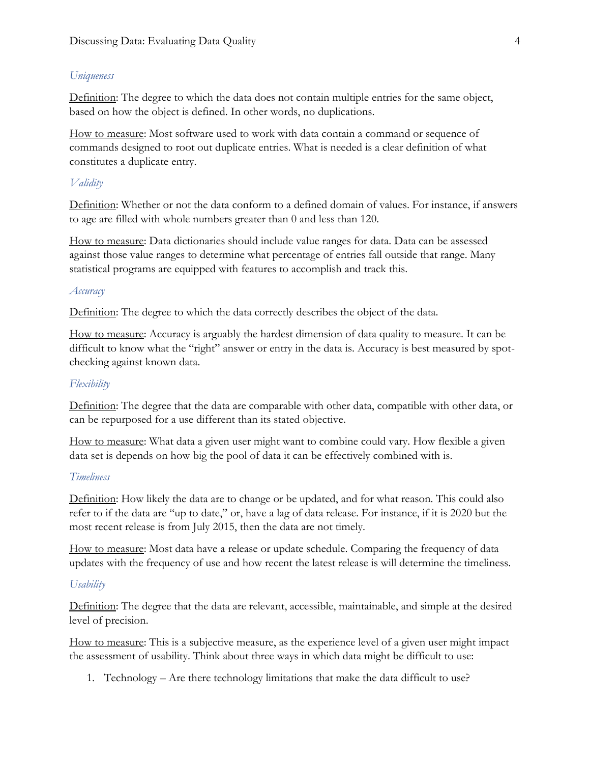### *Uniqueness*

Definition: The degree to which the data does not contain multiple entries for the same object, based on how the object is defined. In other words, no duplications.

How to measure: Most software used to work with data contain a command or sequence of commands designed to root out duplicate entries. What is needed is a clear definition of what constitutes a duplicate entry.

### *Validity*

Definition: Whether or not the data conform to a defined domain of values. For instance, if answers to age are filled with whole numbers greater than 0 and less than 120.

How to measure: Data dictionaries should include value ranges for data. Data can be assessed against those value ranges to determine what percentage of entries fall outside that range. Many statistical programs are equipped with features to accomplish and track this.

### *Accuracy*

Definition: The degree to which the data correctly describes the object of the data.

How to measure: Accuracy is arguably the hardest dimension of data quality to measure. It can be difficult to know what the "right" answer or entry in the data is. Accuracy is best measured by spot-checking against known data.

### *Flexibility*

Definition: The degree that the data are comparable with other data, compatible with other data, or can be repurposed for a use different than its stated objective.

How to measure: What data a given user might want to combine could vary. How flexible a given data set is depends on how big the pool of data it can be effectively combined with is.

### *Timeliness*

Definition: How likely the data are to change or be updated, and for what reason. This could also refer to if the data are "up to date," or, have a lag of data release. For instance, if it is 2020 but the most recent release is from July 2015, then the data are not timely.

How to measure: Most data have a release or update schedule. Comparing the frequency of data updates with the frequency of use and how recent the latest release is will determine the timeliness.

### *Usability*

Definition: The degree that the data are relevant, accessible, maintainable, and simple at the desired level of precision.

How to measure: This is a subjective measure, as the experience level of a given user might impact the assessment of usability. Think about three ways in which data might be difficult to use:

1. Technology – Are there technology limitations that make the data difficult to use?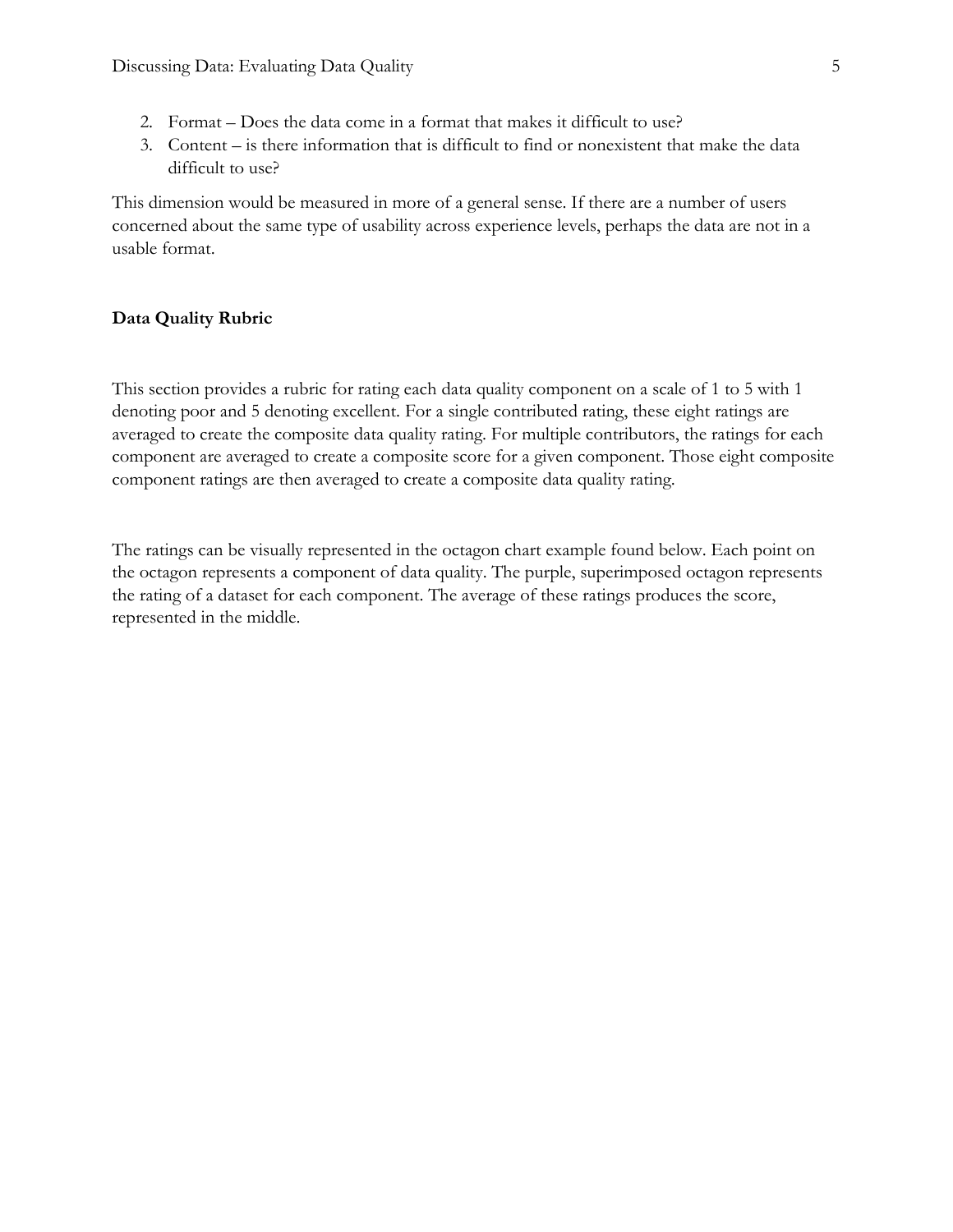2. Format – Does the data come in a format that makes it difficult to use?
3. Content – is there information that is difficult to find or nonexistent that make the data difficult to use?

This dimension would be measured in more of a general sense. If there are a number of users concerned about the same type of usability across experience levels, perhaps the data are not in a usable format.

## Data Quality Rubric

This section provides a rubric for rating each data quality component on a scale of 1 to 5 with 1 denoting poor and 5 denoting excellent. For a single contributed rating, these eight ratings are averaged to create the composite data quality rating. For multiple contributors, the ratings for each component are averaged to create a composite score for a given component. Those eight composite component ratings are then averaged to create a composite data quality rating.

The ratings can be visually represented in the octagon chart example found below. Each point on the octagon represents a component of data quality. The purple, superimposed octagon represents the rating of a dataset for each component. The average of these ratings produces the score, represented in the middle.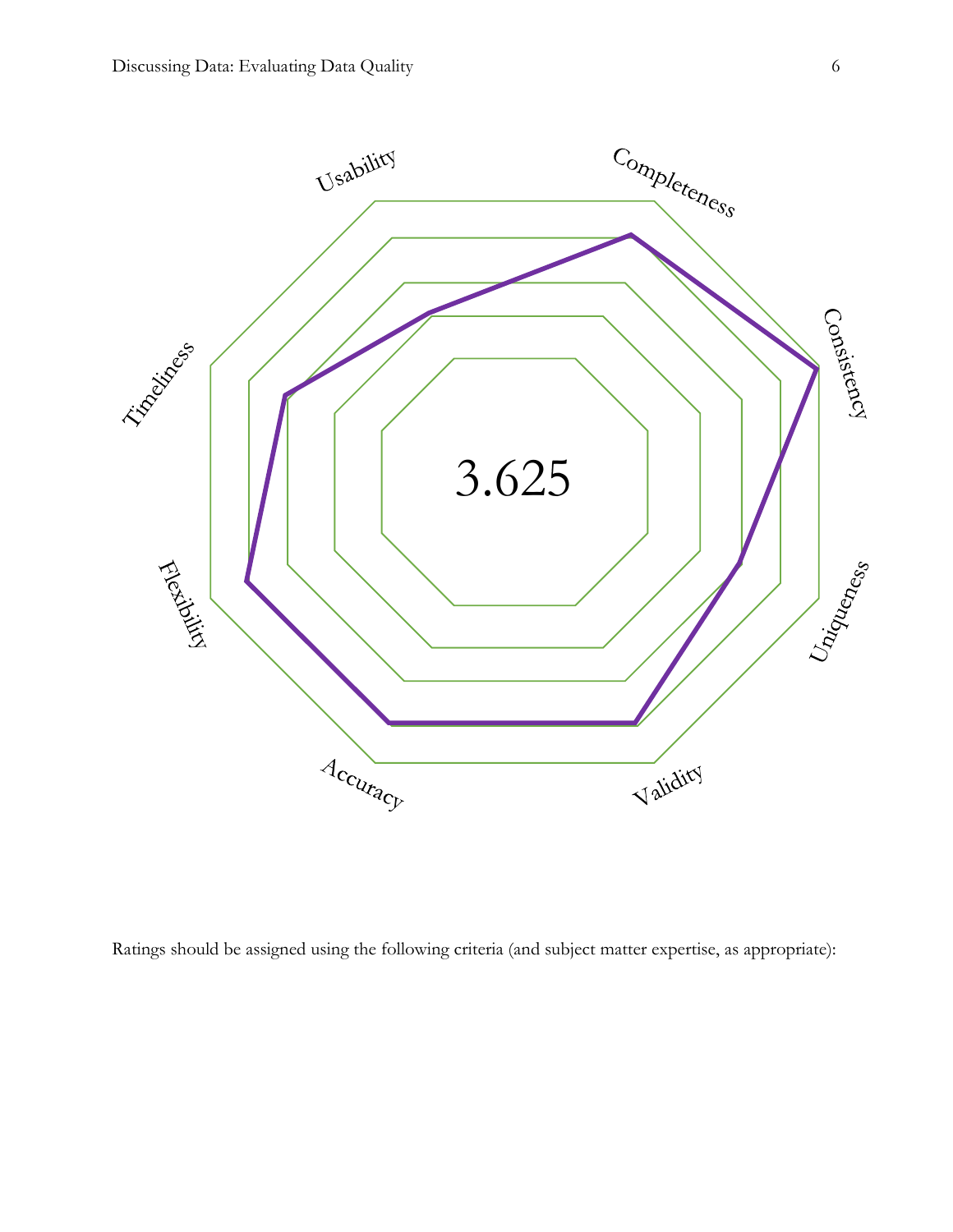Usability

Completeness

Consistency

Uniqueness

Validity

Accuracy

Flexibility

Timeliness

3.625

Ratings should be assigned using the following criteria (and subject matter expertise, as appropriate):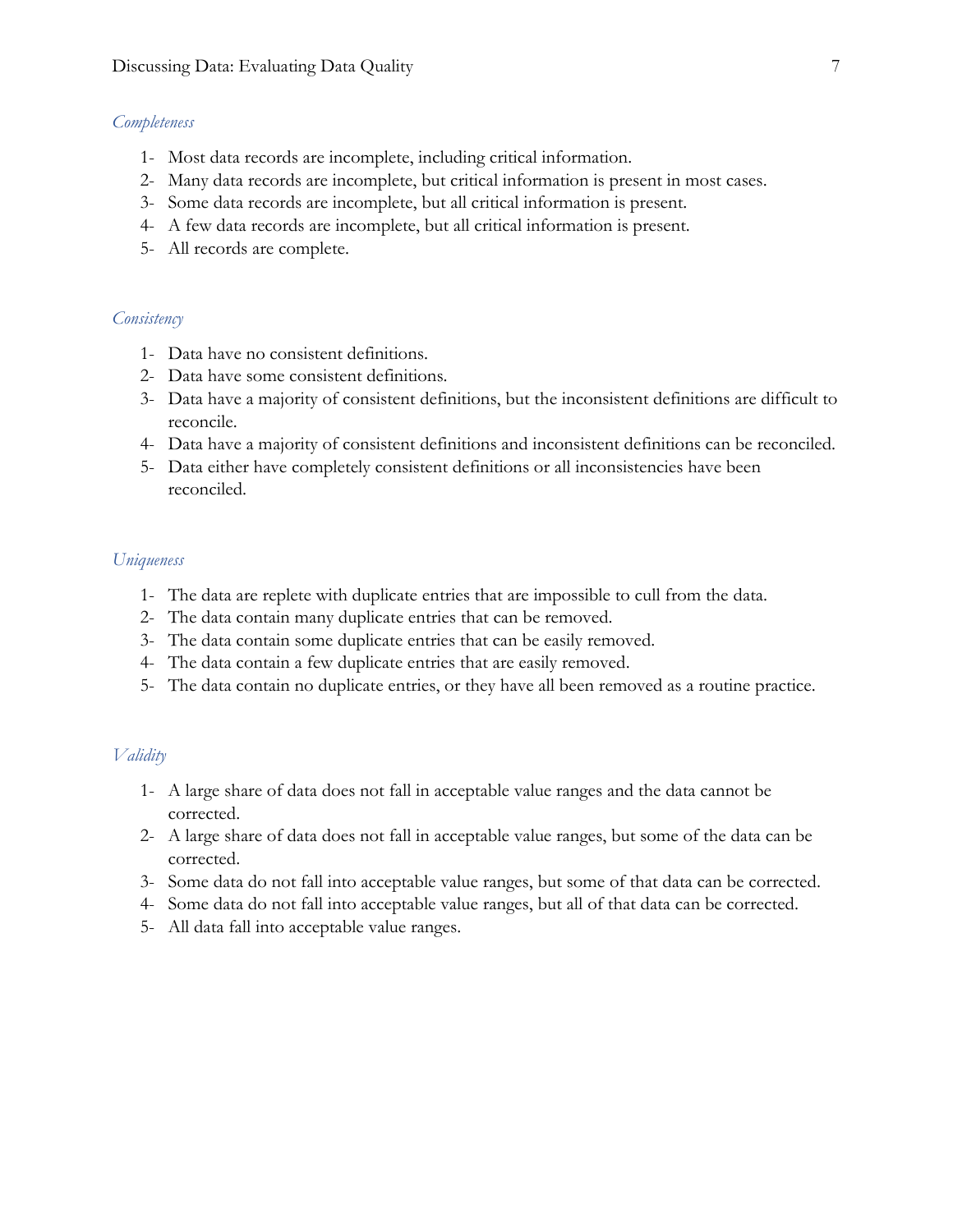### *Completeness*

1- Most data records are incomplete, including critical information.
2- Many data records are incomplete, but critical information is present in most cases.
3- Some data records are incomplete, but all critical information is present.
4- A few data records are incomplete, but all critical information is present.
5- All records are complete.

### *Consistency*

1- Data have no consistent definitions.
2- Data have some consistent definitions.
3- Data have a majority of consistent definitions, but the inconsistent definitions are difficult to reconcile.
4- Data have a majority of consistent definitions and inconsistent definitions can be reconciled.
5- Data either have completely consistent definitions or all inconsistencies have been reconciled.

### *Uniqueness*

1- The data are replete with duplicate entries that are impossible to cull from the data.
2- The data contain many duplicate entries that can be removed.
3- The data contain some duplicate entries that can be easily removed.
4- The data contain a few duplicate entries that are easily removed.
5- The data contain no duplicate entries, or they have all been removed as a routine practice.

### *Validity*

1- A large share of data does not fall in acceptable value ranges and the data cannot be corrected.
2- A large share of data does not fall in acceptable value ranges, but some of the data can be corrected.
3- Some data do not fall into acceptable value ranges, but some of that data can be corrected.
4- Some data do not fall into acceptable value ranges, but all of that data can be corrected.
5- All data fall into acceptable value ranges.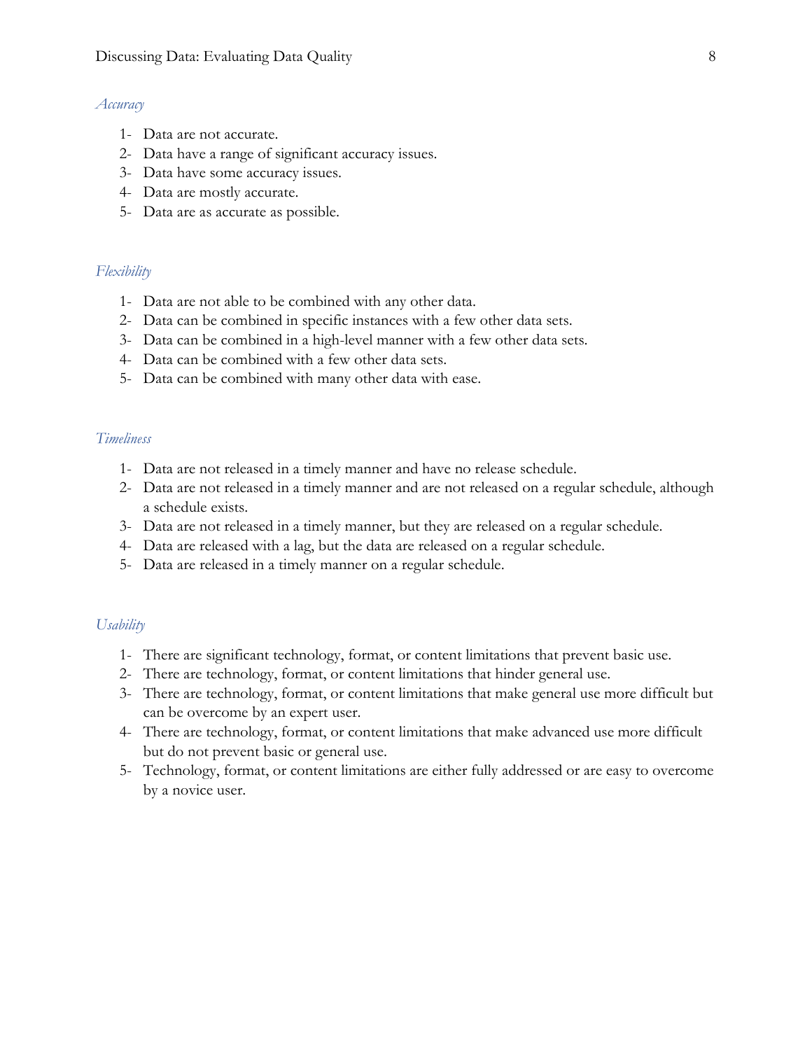*Accuracy*

1- Data are not accurate.
2- Data have a range of significant accuracy issues.
3- Data have some accuracy issues.
4- Data are mostly accurate.
5- Data are as accurate as possible.

*Flexibility*

1- Data are not able to be combined with any other data.
2- Data can be combined in specific instances with a few other data sets.
3- Data can be combined in a high-level manner with a few other data sets.
4- Data can be combined with a few other data sets.
5- Data can be combined with many other data with ease.

*Timeliness*

1- Data are not released in a timely manner and have no release schedule.
2- Data are not released in a timely manner and are not released on a regular schedule, although a schedule exists.
3- Data are not released in a timely manner, but they are released on a regular schedule.
4- Data are released with a lag, but the data are released on a regular schedule.
5- Data are released in a timely manner on a regular schedule.

*Usability*

1- There are significant technology, format, or content limitations that prevent basic use.
2- There are technology, format, or content limitations that hinder general use.
3- There are technology, format, or content limitations that make general use more difficult but can be overcome by an expert user.
4- There are technology, format, or content limitations that make advanced use more difficult but do not prevent basic or general use.
5- Technology, format, or content limitations are either fully addressed or are easy to overcome by a novice user.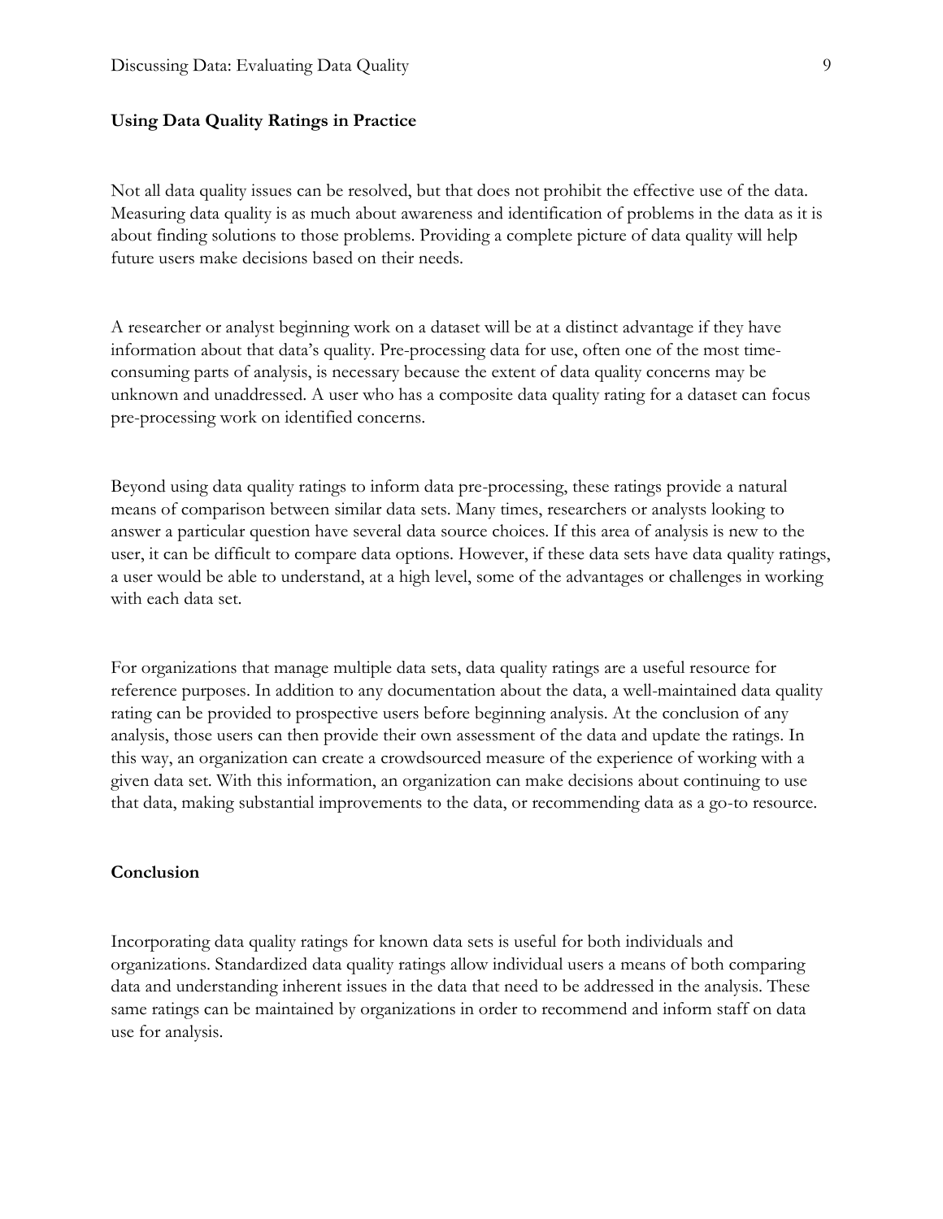## Using Data Quality Ratings in Practice

Not all data quality issues can be resolved, but that does not prohibit the effective use of the data. Measuring data quality is as much about awareness and identification of problems in the data as it is about finding solutions to those problems. Providing a complete picture of data quality will help future users make decisions based on their needs.

A researcher or analyst beginning work on a dataset will be at a distinct advantage if they have information about that data's quality. Pre-processing data for use, often one of the most time-consuming parts of analysis, is necessary because the extent of data quality concerns may be unknown and unaddressed. A user who has a composite data quality rating for a dataset can focus pre-processing work on identified concerns.

Beyond using data quality ratings to inform data pre-processing, these ratings provide a natural means of comparison between similar data sets. Many times, researchers or analysts looking to answer a particular question have several data source choices. If this area of analysis is new to the user, it can be difficult to compare data options. However, if these data sets have data quality ratings, a user would be able to understand, at a high level, some of the advantages or challenges in working with each data set.

For organizations that manage multiple data sets, data quality ratings are a useful resource for reference purposes. In addition to any documentation about the data, a well-maintained data quality rating can be provided to prospective users before beginning analysis. At the conclusion of any analysis, those users can then provide their own assessment of the data and update the ratings. In this way, an organization can create a crowdsourced measure of the experience of working with a given data set. With this information, an organization can make decisions about continuing to use that data, making substantial improvements to the data, or recommending data as a go-to resource.

## Conclusion

Incorporating data quality ratings for known data sets is useful for both individuals and organizations. Standardized data quality ratings allow individual users a means of both comparing data and understanding inherent issues in the data that need to be addressed in the analysis. These same ratings can be maintained by organizations in order to recommend and inform staff on data use for analysis.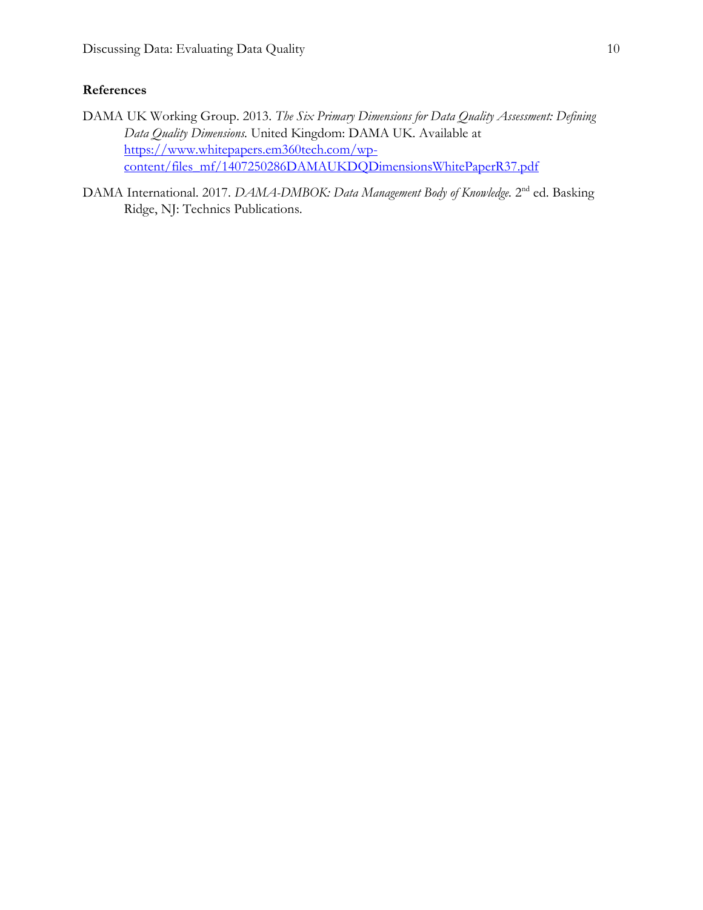**References**

DAMA UK Working Group. 2013. *The Six Primary Dimensions for Data Quality Assessment: Defining Data Quality Dimensions.* United Kingdom: DAMA UK. Available at [https://www.whitepapers.em360tech.com/wp-content/files_mf/1407250286DAMAUKDQDimensionsWhitePaperR37.pdf](https://www.whitepapers.em360tech.com/wp-content/files_mf/1407250286DAMAUKDQDimensionsWhitePaperR37.pdf)

DAMA International. 2017. *DAMA-DMBOK: Data Management Body of Knowledge.* 2nd ed. Basking Ridge, NJ: Technics Publications.